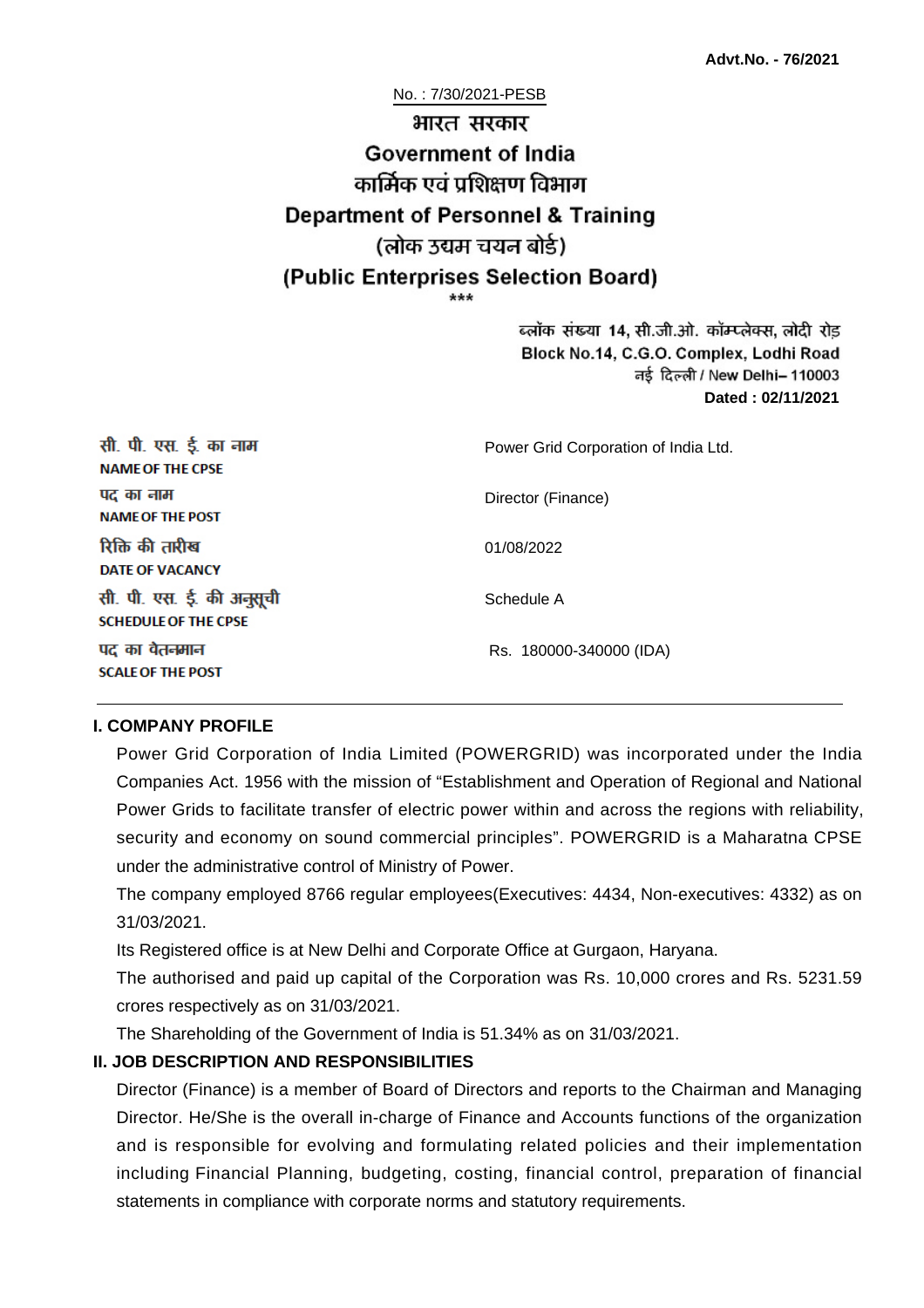**Advt.No. - 76/2021**

No. : 7/30/2021-PESB

# भारत सरकार
# Government of India
## कार्मिक एवं प्रशिक्षण विभाग
## Department of Personnel & Training
## (लोक उद्यम चयन बोर्ड)
## (Public Enterprises Selection Board)

\*\*\*

ब्लॉक संख्या 14, सी.जी.ओ. कॉम्प्लेक्स, लोदी रोड
Block No.14, C.G.O. Complex, Lodhi Road
नई दिल्ली / New Delhi– 110003
**Dated : 02/11/2021**

| | |
|---|---|
| सी. पी. एस. ई. का नाम<br>**NAME OF THE CPSE** | Power Grid Corporation of India Ltd. |
| पद का नाम<br>**NAME OF THE POST** | Director (Finance) |
| रिक्ति की तारीख<br>**DATE OF VACANCY** | 01/08/2022 |
| सी. पी. एस. ई. की अनुसूची<br>**SCHEDULE OF THE CPSE** | Schedule A |
| पद का वेतनमान<br>**SCALE OF THE POST** | Rs. 180000-340000 (IDA) |

### I. COMPANY PROFILE

Power Grid Corporation of India Limited (POWERGRID) was incorporated under the India Companies Act. 1956 with the mission of "Establishment and Operation of Regional and National Power Grids to facilitate transfer of electric power within and across the regions with reliability, security and economy on sound commercial principles". POWERGRID is a Maharatna CPSE under the administrative control of Ministry of Power.

The company employed 8766 regular employees(Executives: 4434, Non-executives: 4332) as on 31/03/2021.

Its Registered office is at New Delhi and Corporate Office at Gurgaon, Haryana.

The authorised and paid up capital of the Corporation was Rs. 10,000 crores and Rs. 5231.59 crores respectively as on 31/03/2021.

The Shareholding of the Government of India is 51.34% as on 31/03/2021.

### II. JOB DESCRIPTION AND RESPONSIBILITIES

Director (Finance) is a member of Board of Directors and reports to the Chairman and Managing Director. He/She is the overall in-charge of Finance and Accounts functions of the organization and is responsible for evolving and formulating related policies and their implementation including Financial Planning, budgeting, costing, financial control, preparation of financial statements in compliance with corporate norms and statutory requirements.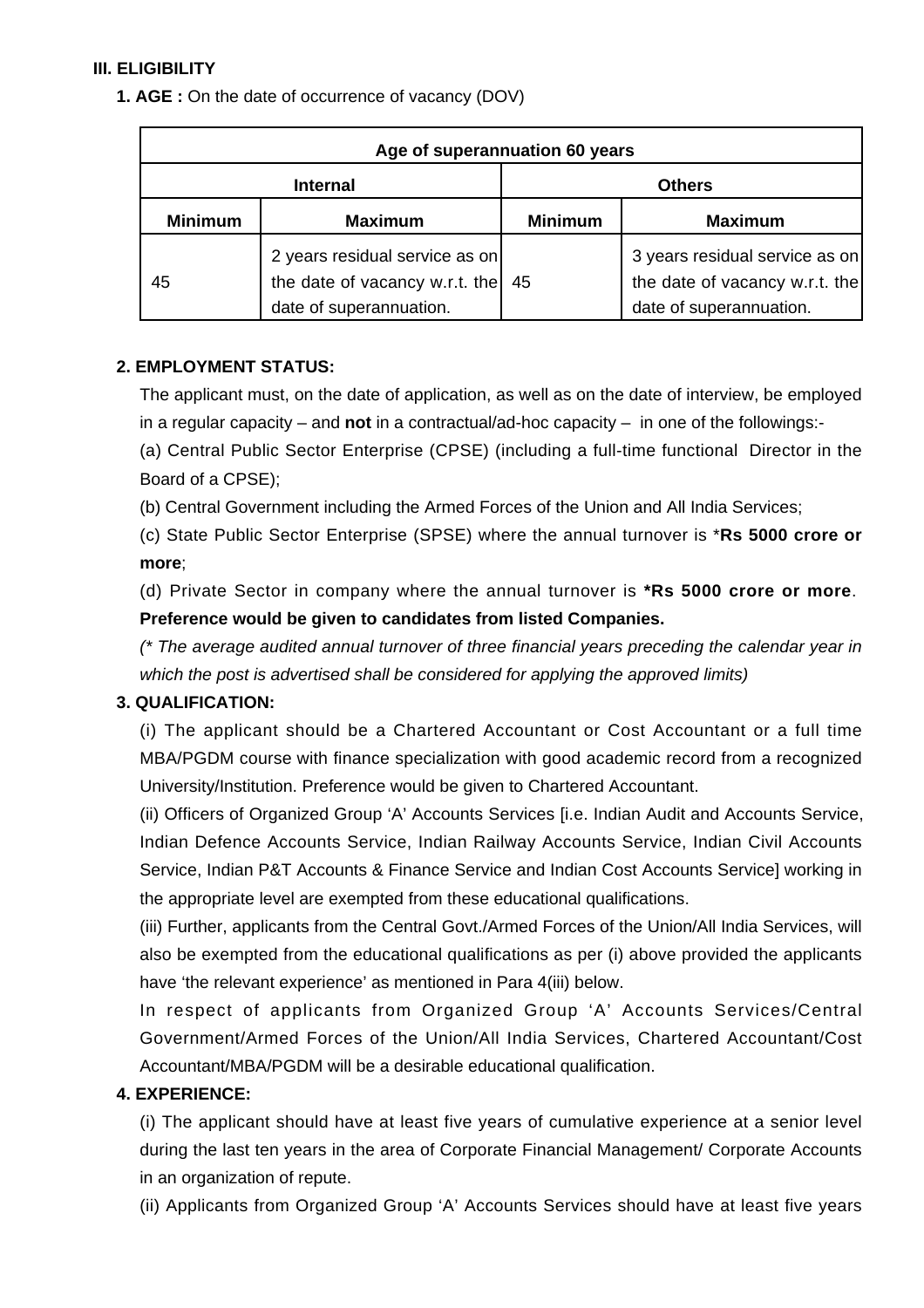## III. ELIGIBILITY

**1. AGE :** On the date of occurrence of vacancy (DOV)

| Age of superannuation 60 years | | | |
|---|---|---|---|
| **Internal** | | **Others** | |
| **Minimum** | **Maximum** | **Minimum** | **Maximum** |
| 45 | 2 years residual service as on the date of vacancy w.r.t. the date of superannuation. | 45 | 3 years residual service as on the date of vacancy w.r.t. the date of superannuation. |

**2. EMPLOYMENT STATUS:**

The applicant must, on the date of application, as well as on the date of interview, be employed in a regular capacity – and **not** in a contractual/ad-hoc capacity – in one of the followings:-

(a) Central Public Sector Enterprise (CPSE) (including a full-time functional Director in the Board of a CPSE);

(b) Central Government including the Armed Forces of the Union and All India Services;

(c) State Public Sector Enterprise (SPSE) where the annual turnover is ***Rs 5000 crore or more**;

(d) Private Sector in company where the annual turnover is ***Rs 5000 crore or more**. **Preference would be given to candidates from listed Companies.**

*(* The average audited annual turnover of three financial years preceding the calendar year in which the post is advertised shall be considered for applying the approved limits)*

**3. QUALIFICATION:**

(i) The applicant should be a Chartered Accountant or Cost Accountant or a full time MBA/PGDM course with finance specialization with good academic record from a recognized University/Institution. Preference would be given to Chartered Accountant.

(ii) Officers of Organized Group 'A' Accounts Services [i.e. Indian Audit and Accounts Service, Indian Defence Accounts Service, Indian Railway Accounts Service, Indian Civil Accounts Service, Indian P&T Accounts & Finance Service and Indian Cost Accounts Service] working in the appropriate level are exempted from these educational qualifications.

(iii) Further, applicants from the Central Govt./Armed Forces of the Union/All India Services, will also be exempted from the educational qualifications as per (i) above provided the applicants have 'the relevant experience' as mentioned in Para 4(iii) below.

In respect of applicants from Organized Group 'A' Accounts Services/Central Government/Armed Forces of the Union/All India Services, Chartered Accountant/Cost Accountant/MBA/PGDM will be a desirable educational qualification.

**4. EXPERIENCE:**

(i) The applicant should have at least five years of cumulative experience at a senior level during the last ten years in the area of Corporate Financial Management/ Corporate Accounts in an organization of repute.

(ii) Applicants from Organized Group 'A' Accounts Services should have at least five years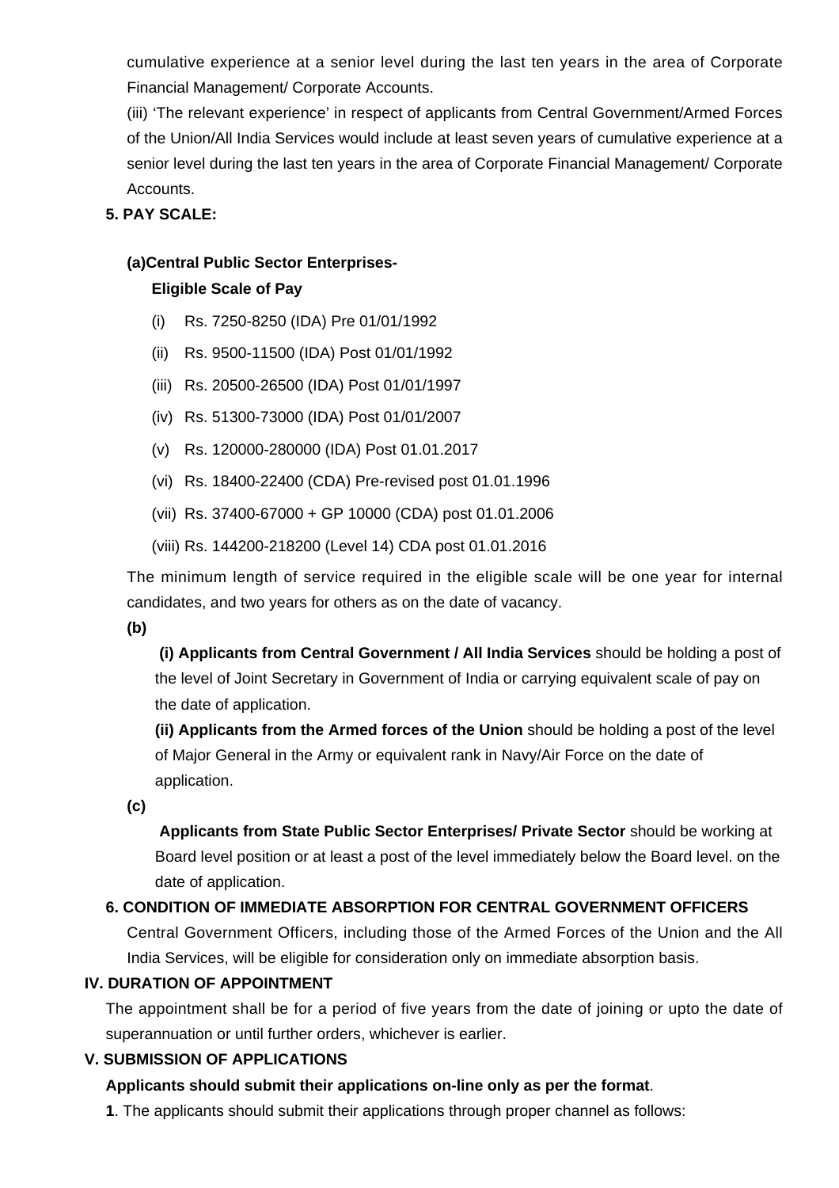cumulative experience at a senior level during the last ten years in the area of Corporate Financial Management/ Corporate Accounts.

(iii) 'The relevant experience' in respect of applicants from Central Government/Armed Forces of the Union/All India Services would include at least seven years of cumulative experience at a senior level during the last ten years in the area of Corporate Financial Management/ Corporate Accounts.

**5. PAY SCALE:**

**(a)Central Public Sector Enterprises-**

**Eligible Scale of Pay**

(i) Rs. 7250-8250 (IDA) Pre 01/01/1992

(ii) Rs. 9500-11500 (IDA) Post 01/01/1992

(iii) Rs. 20500-26500 (IDA) Post 01/01/1997

(iv) Rs. 51300-73000 (IDA) Post 01/01/2007

(v) Rs. 120000-280000 (IDA) Post 01.01.2017

(vi) Rs. 18400-22400 (CDA) Pre-revised post 01.01.1996

(vii) Rs. 37400-67000 + GP 10000 (CDA) post 01.01.2006

(viii) Rs. 144200-218200 (Level 14) CDA post 01.01.2016

The minimum length of service required in the eligible scale will be one year for internal candidates, and two years for others as on the date of vacancy.

**(b)**

**(i) Applicants from Central Government / All India Services** should be holding a post of the level of Joint Secretary in Government of India or carrying equivalent scale of pay on the date of application.

**(ii) Applicants from the Armed forces of the Union** should be holding a post of the level of Major General in the Army or equivalent rank in Navy/Air Force on the date of application.

**(c)**

**Applicants from State Public Sector Enterprises/ Private Sector** should be working at Board level position or at least a post of the level immediately below the Board level. on the date of application.

**6. CONDITION OF IMMEDIATE ABSORPTION FOR CENTRAL GOVERNMENT OFFICERS**

Central Government Officers, including those of the Armed Forces of the Union and the All India Services, will be eligible for consideration only on immediate absorption basis.

## IV. DURATION OF APPOINTMENT

The appointment shall be for a period of five years from the date of joining or upto the date of superannuation or until further orders, whichever is earlier.

## V. SUBMISSION OF APPLICATIONS

**Applicants should submit their applications on-line only as per the format**.

**1**. The applicants should submit their applications through proper channel as follows: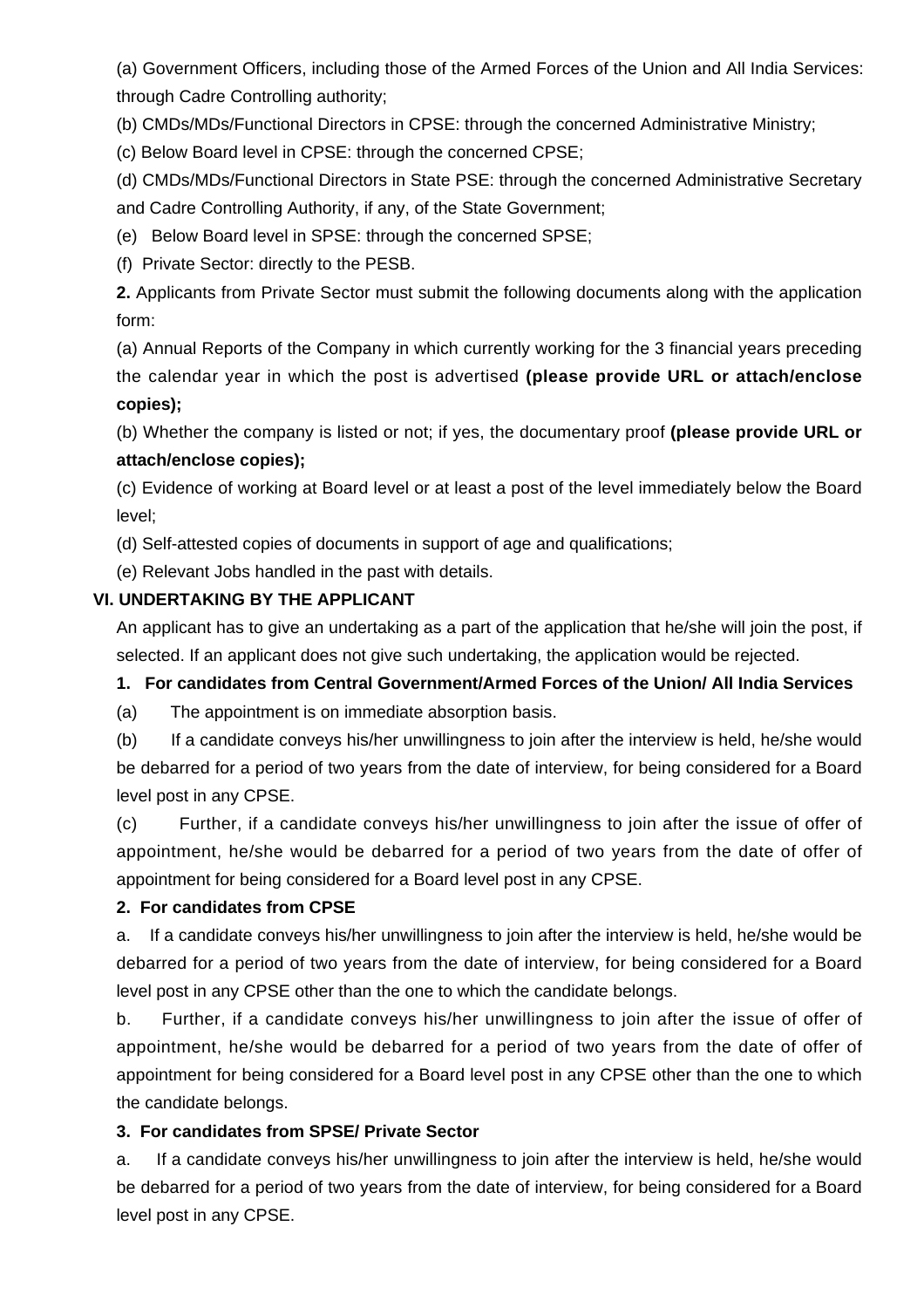(a) Government Officers, including those of the Armed Forces of the Union and All India Services: through Cadre Controlling authority;

(b) CMDs/MDs/Functional Directors in CPSE: through the concerned Administrative Ministry;

(c) Below Board level in CPSE: through the concerned CPSE;

(d) CMDs/MDs/Functional Directors in State PSE: through the concerned Administrative Secretary and Cadre Controlling Authority, if any, of the State Government;

(e) Below Board level in SPSE: through the concerned SPSE;

(f) Private Sector: directly to the PESB.

**2.** Applicants from Private Sector must submit the following documents along with the application form:

(a) Annual Reports of the Company in which currently working for the 3 financial years preceding the calendar year in which the post is advertised **(please provide URL or attach/enclose copies);**

(b) Whether the company is listed or not; if yes, the documentary proof **(please provide URL or attach/enclose copies);**

(c) Evidence of working at Board level or at least a post of the level immediately below the Board level;

(d) Self-attested copies of documents in support of age and qualifications;

(e) Relevant Jobs handled in the past with details.

## VI. UNDERTAKING BY THE APPLICANT

An applicant has to give an undertaking as a part of the application that he/she will join the post, if selected. If an applicant does not give such undertaking, the application would be rejected.

**1. For candidates from Central Government/Armed Forces of the Union/ All India Services**

(a) The appointment is on immediate absorption basis.

(b) If a candidate conveys his/her unwillingness to join after the interview is held, he/she would be debarred for a period of two years from the date of interview, for being considered for a Board level post in any CPSE.

(c) Further, if a candidate conveys his/her unwillingness to join after the issue of offer of appointment, he/she would be debarred for a period of two years from the date of offer of appointment for being considered for a Board level post in any CPSE.

**2. For candidates from CPSE**

a. If a candidate conveys his/her unwillingness to join after the interview is held, he/she would be debarred for a period of two years from the date of interview, for being considered for a Board level post in any CPSE other than the one to which the candidate belongs.

b. Further, if a candidate conveys his/her unwillingness to join after the issue of offer of appointment, he/she would be debarred for a period of two years from the date of offer of appointment for being considered for a Board level post in any CPSE other than the one to which the candidate belongs.

**3. For candidates from SPSE/ Private Sector**

a. If a candidate conveys his/her unwillingness to join after the interview is held, he/she would be debarred for a period of two years from the date of interview, for being considered for a Board level post in any CPSE.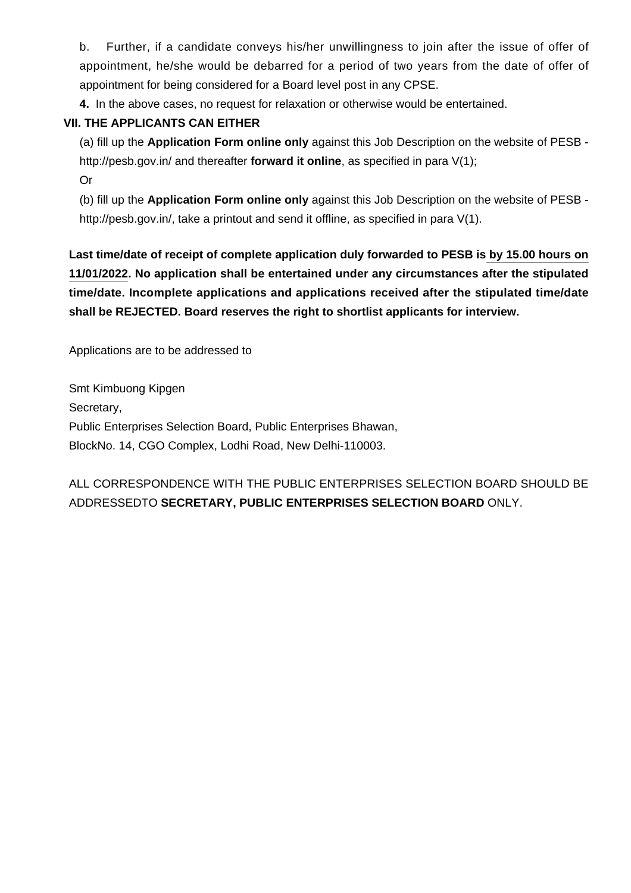b. Further, if a candidate conveys his/her unwillingness to join after the issue of offer of appointment, he/she would be debarred for a period of two years from the date of offer of appointment for being considered for a Board level post in any CPSE.

**4.** In the above cases, no request for relaxation or otherwise would be entertained.

**VII. THE APPLICANTS CAN EITHER**

(a) fill up the **Application Form online only** against this Job Description on the website of PESB - http://pesb.gov.in/ and thereafter **forward it online**, as specified in para V(1);

Or

(b) fill up the **Application Form online only** against this Job Description on the website of PESB - http://pesb.gov.in/, take a printout and send it offline, as specified in para V(1).

**Last time/date of receipt of complete application duly forwarded to PESB is by 15.00 hours on 11/01/2022. No application shall be entertained under any circumstances after the stipulated time/date. Incomplete applications and applications received after the stipulated time/date shall be REJECTED. Board reserves the right to shortlist applicants for interview.**

Applications are to be addressed to

Smt Kimbuong Kipgen
Secretary,
Public Enterprises Selection Board, Public Enterprises Bhawan,
BlockNo. 14, CGO Complex, Lodhi Road, New Delhi-110003.

ALL CORRESPONDENCE WITH THE PUBLIC ENTERPRISES SELECTION BOARD SHOULD BE ADDRESSEDTO **SECRETARY, PUBLIC ENTERPRISES SELECTION BOARD** ONLY.